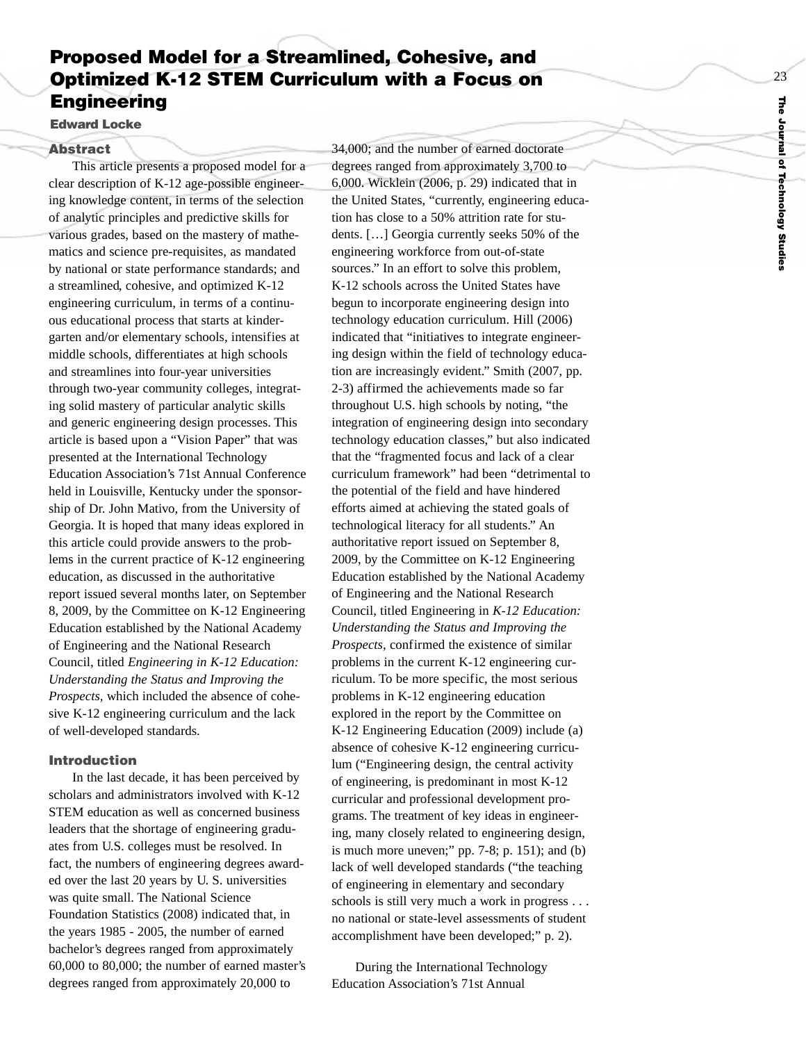# Proposed Model for a Streamlined, Cohesive, and Optimized K-12 STEM Curriculum with a Focus on Engineering

**Edward Locke**

## Abstract

This article presents a proposed model for a clear description of K-12 age-possible engineering knowledge content, in terms of the selection of analytic principles and predictive skills for various grades, based on the mastery of mathematics and science pre-requisites, as mandated by national or state performance standards; and a streamlined, cohesive, and optimized K-12 engineering curriculum, in terms of a continuous educational process that starts at kindergarten and/or elementary schools, intensifies at middle schools, differentiates at high schools and streamlines into four-year universities through two-year community colleges, integrating solid mastery of particular analytic skills and generic engineering design processes. This article is based upon a "Vision Paper" that was presented at the International Technology Education Association's 71st Annual Conference held in Louisville, Kentucky under the sponsorship of Dr. John Mativo, from the University of Georgia. It is hoped that many ideas explored in this article could provide answers to the problems in the current practice of K-12 engineering education, as discussed in the authoritative report issued several months later, on September 8, 2009, by the Committee on K-12 Engineering Education established by the National Academy of Engineering and the National Research Council, titled *Engineering in K-12 Education: Understanding the Status and Improving the Prospects,* which included the absence of cohesive K-12 engineering curriculum and the lack of well-developed standards.

## Introduction

In the last decade, it has been perceived by scholars and administrators involved with K-12 STEM education as well as concerned business leaders that the shortage of engineering graduates from U.S. colleges must be resolved. In fact, the numbers of engineering degrees awarded over the last 20 years by U. S. universities was quite small. The National Science Foundation Statistics (2008) indicated that, in the years 1985 - 2005, the number of earned bachelor's degrees ranged from approximately 60,000 to 80,000; the number of earned master's degrees ranged from approximately 20,000 to 34,000; and the number of earned doctorate degrees ranged from approximately 3,700 to 6,000. Wicklein (2006, p. 29) indicated that in the United States, "currently, engineering education has close to a 50% attrition rate for students. […] Georgia currently seeks 50% of the engineering workforce from out-of-state sources." In an effort to solve this problem, K-12 schools across the United States have begun to incorporate engineering design into technology education curriculum. Hill (2006) indicated that "initiatives to integrate engineering design within the field of technology education are increasingly evident." Smith (2007, pp. 2-3) affirmed the achievements made so far throughout U.S. high schools by noting, "the integration of engineering design into secondary technology education classes," but also indicated that the "fragmented focus and lack of a clear curriculum framework" had been "detrimental to the potential of the field and have hindered efforts aimed at achieving the stated goals of technological literacy for all students." An authoritative report issued on September 8, 2009, by the Committee on K-12 Engineering Education established by the National Academy of Engineering and the National Research Council, titled Engineering in *K-12 Education: Understanding the Status and Improving the Prospects,* confirmed the existence of similar problems in the current K-12 engineering curriculum. To be more specific, the most serious problems in K-12 engineering education explored in the report by the Committee on K-12 Engineering Education (2009) include (a) absence of cohesive K-12 engineering curriculum ("Engineering design, the central activity of engineering, is predominant in most K-12 curricular and professional development programs. The treatment of key ideas in engineering, many closely related to engineering design, is much more uneven;" pp. 7-8; p. 151); and (b) lack of well developed standards ("the teaching of engineering in elementary and secondary schools is still very much a work in progress . . . no national or state-level assessments of student accomplishment have been developed;" p. 2).

During the International Technology Education Association's 71st Annual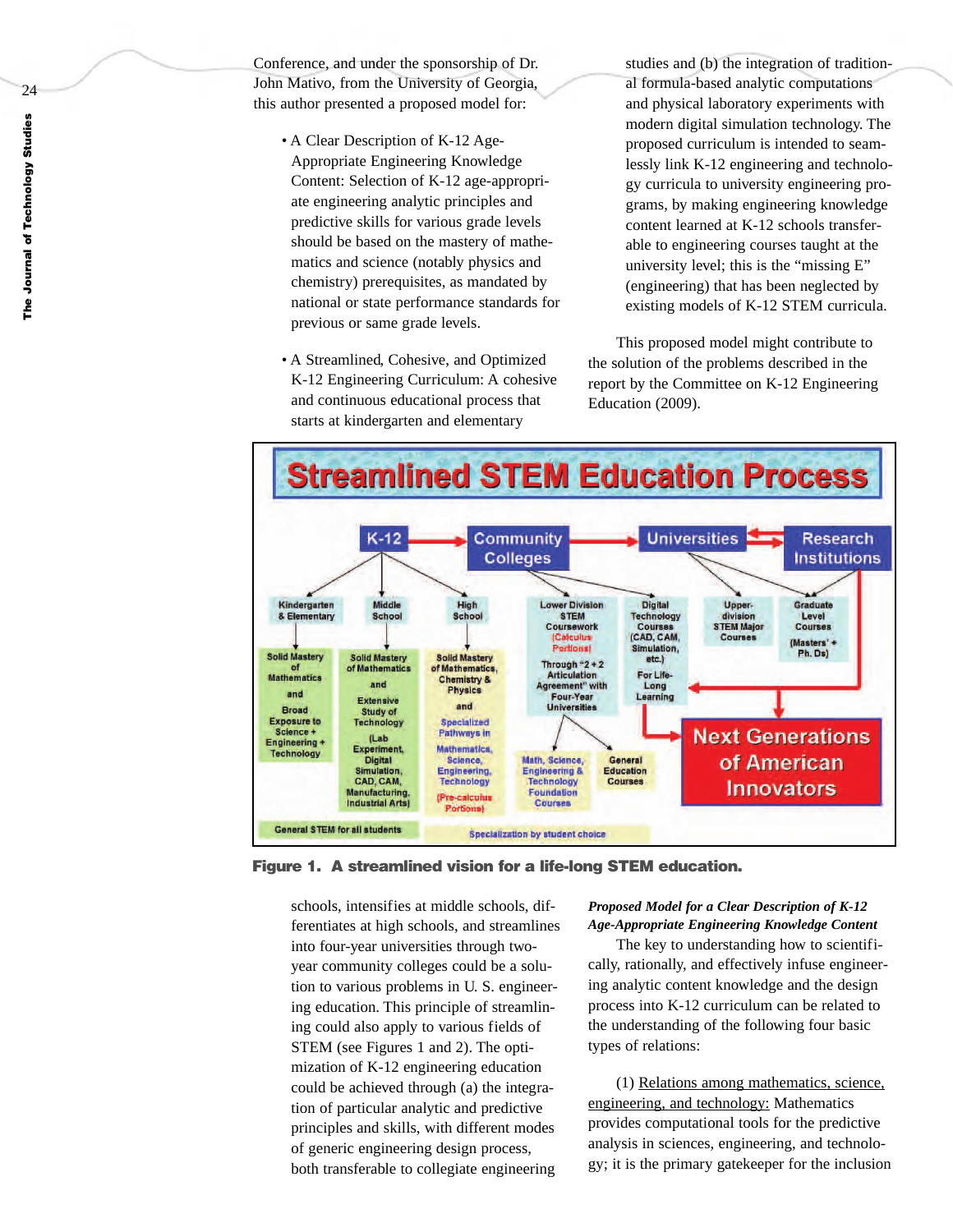Conference, and under the sponsorship of Dr. John Mativo, from the University of Georgia, this author presented a proposed model for:

- A Clear Description of K-12 Age-Appropriate Engineering Knowledge Content: Selection of K-12 age-appropriate engineering analytic principles and predictive skills for various grade levels should be based on the mastery of mathematics and science (notably physics and chemistry) prerequisites, as mandated by national or state performance standards for previous or same grade levels.

- A Streamlined, Cohesive, and Optimized K-12 Engineering Curriculum: A cohesive and continuous educational process that starts at kindergarten and elementary schools, intensifies at middle schools, differentiates at high schools, and streamlines into four-year universities through two-year community colleges could be a solution to various problems in U. S. engineering education. This principle of streamlining could also apply to various fields of STEM (see Figures 1 and 2). The optimization of K-12 engineering education could be achieved through (a) the integration of particular analytic and predictive principles and skills, with different modes of generic engineering design process, both transferable to collegiate engineering studies and (b) the integration of traditional formula-based analytic computations and physical laboratory experiments with modern digital simulation technology. The proposed curriculum is intended to seamlessly link K-12 engineering and technology curricula to university engineering programs, by making engineering knowledge content learned at K-12 schools transferable to engineering courses taught at the university level; this is the "missing E" (engineering) that has been neglected by existing models of K-12 STEM curricula.

This proposed model might contribute to the solution of the problems described in the report by the Committee on K-12 Engineering Education (2009).

**Figure 1. A streamlined vision for a life-long STEM education.**

***Proposed Model for a Clear Description of K-12 Age-Appropriate Engineering Knowledge Content***

The key to understanding how to scientifically, rationally, and effectively infuse engineering analytic content knowledge and the design process into K-12 curriculum can be related to the understanding of the following four basic types of relations:

(1) Relations among mathematics, science, engineering, and technology: Mathematics provides computational tools for the predictive analysis in sciences, engineering, and technology; it is the primary gatekeeper for the inclusion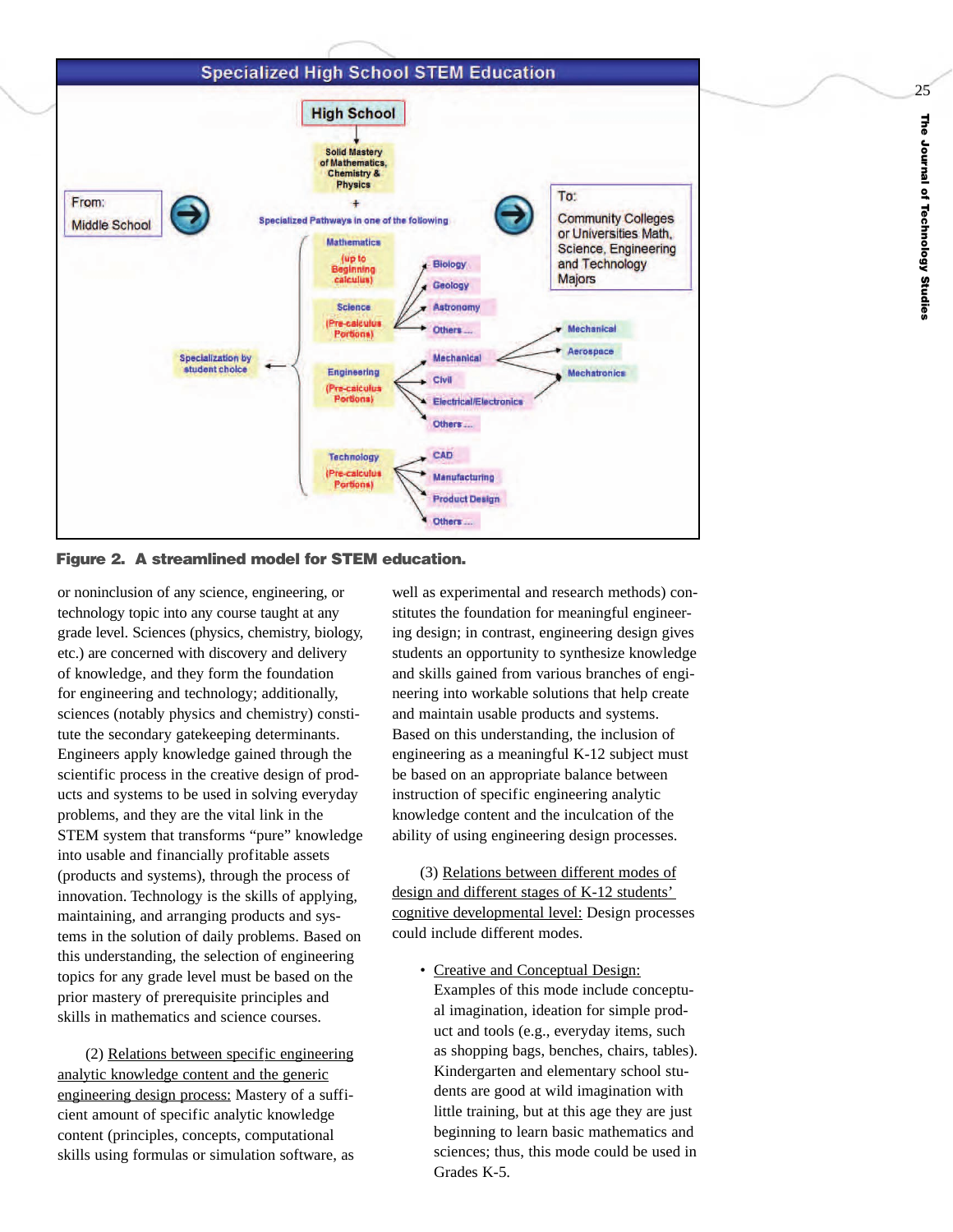**Figure 2. A streamlined model for STEM education.**

or noninclusion of any science, engineering, or technology topic into any course taught at any grade level. Sciences (physics, chemistry, biology, etc.) are concerned with discovery and delivery of knowledge, and they form the foundation for engineering and technology; additionally, sciences (notably physics and chemistry) constitute the secondary gatekeeping determinants. Engineers apply knowledge gained through the scientific process in the creative design of products and systems to be used in solving everyday problems, and they are the vital link in the STEM system that transforms "pure" knowledge into usable and financially profitable assets (products and systems), through the process of innovation. Technology is the skills of applying, maintaining, and arranging products and systems in the solution of daily problems. Based on this understanding, the selection of engineering topics for any grade level must be based on the prior mastery of prerequisite principles and skills in mathematics and science courses.

(2) Relations between specific engineering analytic knowledge content and the generic engineering design process: Mastery of a sufficient amount of specific analytic knowledge content (principles, concepts, computational skills using formulas or simulation software, as well as experimental and research methods) constitutes the foundation for meaningful engineering design; in contrast, engineering design gives students an opportunity to synthesize knowledge and skills gained from various branches of engineering into workable solutions that help create and maintain usable products and systems. Based on this understanding, the inclusion of engineering as a meaningful K-12 subject must be based on an appropriate balance between instruction of specific engineering analytic knowledge content and the inculcation of the ability of using engineering design processes.

(3) Relations between different modes of design and different stages of K-12 students' cognitive developmental level: Design processes could include different modes.

- Creative and Conceptual Design: Examples of this mode include conceptual imagination, ideation for simple product and tools (e.g., everyday items, such as shopping bags, benches, chairs, tables). Kindergarten and elementary school students are good at wild imagination with little training, but at this age they are just beginning to learn basic mathematics and sciences; thus, this mode could be used in Grades K-5.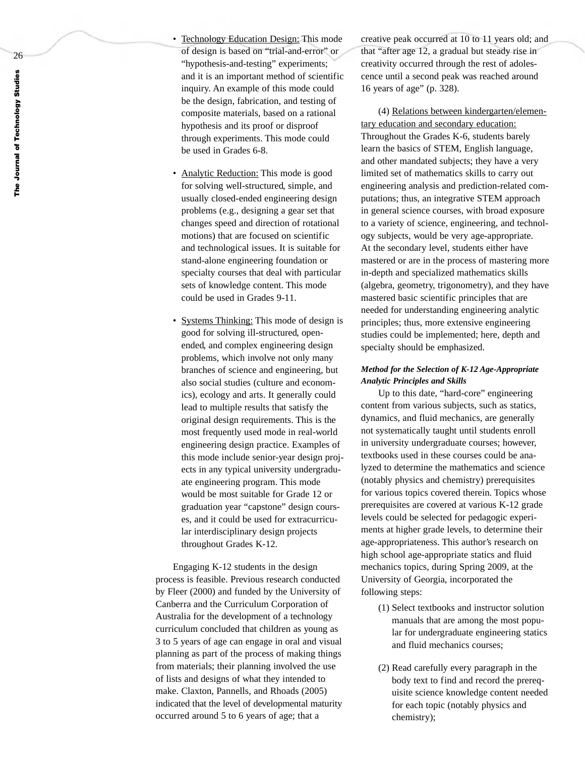- Technology Education Design: This mode of design is based on "trial-and-error" or "hypothesis-and-testing" experiments; and it is an important method of scientific inquiry. An example of this mode could be the design, fabrication, and testing of composite materials, based on a rational hypothesis and its proof or disproof through experiments. This mode could be used in Grades 6-8.

- Analytic Reduction: This mode is good for solving well-structured, simple, and usually closed-ended engineering design problems (e.g., designing a gear set that changes speed and direction of rotational motions) that are focused on scientific and technological issues. It is suitable for stand-alone engineering foundation or specialty courses that deal with particular sets of knowledge content. This mode could be used in Grades 9-11.

- Systems Thinking: This mode of design is good for solving ill-structured, open-ended, and complex engineering design problems, which involve not only many branches of science and engineering, but also social studies (culture and economics), ecology and arts. It generally could lead to multiple results that satisfy the original design requirements. This is the most frequently used mode in real-world engineering design practice. Examples of this mode include senior-year design projects in any typical university undergraduate engineering program. This mode would be most suitable for Grade 12 or graduation year "capstone" design courses, and it could be used for extracurricular interdisciplinary design projects throughout Grades K-12.

Engaging K-12 students in the design process is feasible. Previous research conducted by Fleer (2000) and funded by the University of Canberra and the Curriculum Corporation of Australia for the development of a technology curriculum concluded that children as young as 3 to 5 years of age can engage in oral and visual planning as part of the process of making things from materials; their planning involved the use of lists and designs of what they intended to make. Claxton, Pannells, and Rhoads (2005) indicated that the level of developmental maturity occurred around 5 to 6 years of age; that a creative peak occurred at 10 to 11 years old; and that "after age 12, a gradual but steady rise in creativity occurred through the rest of adolescence until a second peak was reached around 16 years of age" (p. 328).

(4) Relations between kindergarten/elementary education and secondary education: Throughout the Grades K-6, students barely learn the basics of STEM, English language, and other mandated subjects; they have a very limited set of mathematics skills to carry out engineering analysis and prediction-related computations; thus, an integrative STEM approach in general science courses, with broad exposure to a variety of science, engineering, and technology subjects, would be very age-appropriate. At the secondary level, students either have mastered or are in the process of mastering more in-depth and specialized mathematics skills (algebra, geometry, trigonometry), and they have mastered basic scientific principles that are needed for understanding engineering analytic principles; thus, more extensive engineering studies could be implemented; here, depth and specialty should be emphasized.

#### *Method for the Selection of K-12 Age-Appropriate Analytic Principles and Skills*

Up to this date, "hard-core" engineering content from various subjects, such as statics, dynamics, and fluid mechanics, are generally not systematically taught until students enroll in university undergraduate courses; however, textbooks used in these courses could be analyzed to determine the mathematics and science (notably physics and chemistry) prerequisites for various topics covered therein. Topics whose prerequisites are covered at various K-12 grade levels could be selected for pedagogic experiments at higher grade levels, to determine their age-appropriateness. This author's research on high school age-appropriate statics and fluid mechanics topics, during Spring 2009, at the University of Georgia, incorporated the following steps:

(1) Select textbooks and instructor solution manuals that are among the most popular for undergraduate engineering statics and fluid mechanics courses;

(2) Read carefully every paragraph in the body text to find and record the prerequisite science knowledge content needed for each topic (notably physics and chemistry);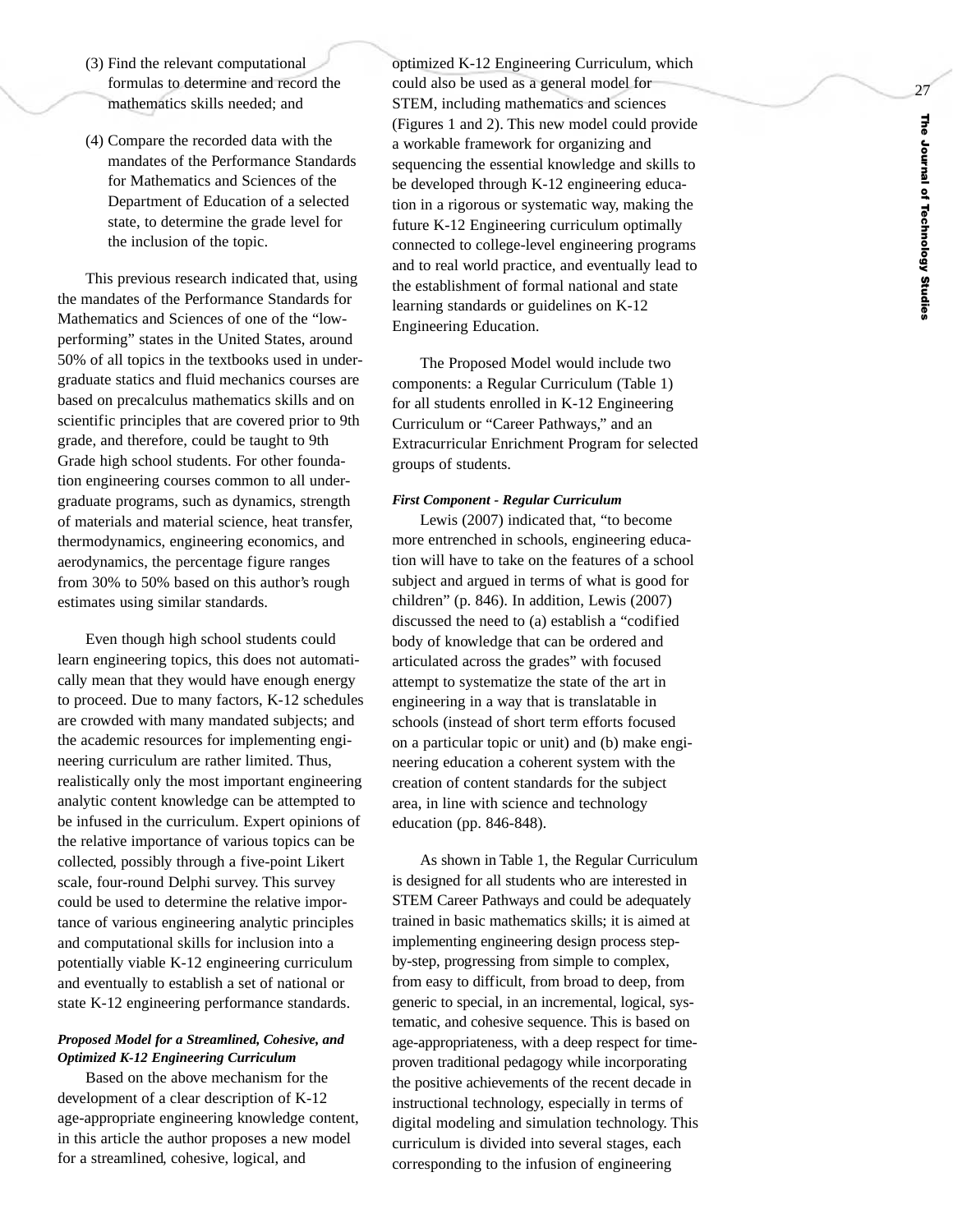(3) Find the relevant computational formulas to determine and record the mathematics skills needed; and

(4) Compare the recorded data with the mandates of the Performance Standards for Mathematics and Sciences of the Department of Education of a selected state, to determine the grade level for the inclusion of the topic.

This previous research indicated that, using the mandates of the Performance Standards for Mathematics and Sciences of one of the "low-performing" states in the United States, around 50% of all topics in the textbooks used in undergraduate statics and fluid mechanics courses are based on precalculus mathematics skills and on scientific principles that are covered prior to 9th grade, and therefore, could be taught to 9th Grade high school students. For other foundation engineering courses common to all undergraduate programs, such as dynamics, strength of materials and material science, heat transfer, thermodynamics, engineering economics, and aerodynamics, the percentage figure ranges from 30% to 50% based on this author's rough estimates using similar standards.

Even though high school students could learn engineering topics, this does not automatically mean that they would have enough energy to proceed. Due to many factors, K-12 schedules are crowded with many mandated subjects; and the academic resources for implementing engineering curriculum are rather limited. Thus, realistically only the most important engineering analytic content knowledge can be attempted to be infused in the curriculum. Expert opinions of the relative importance of various topics can be collected, possibly through a five-point Likert scale, four-round Delphi survey. This survey could be used to determine the relative importance of various engineering analytic principles and computational skills for inclusion into a potentially viable K-12 engineering curriculum and eventually to establish a set of national or state K-12 engineering performance standards.

***Proposed Model for a Streamlined, Cohesive, and Optimized K-12 Engineering Curriculum***

Based on the above mechanism for the development of a clear description of K-12 age-appropriate engineering knowledge content, in this article the author proposes a new model for a streamlined, cohesive, logical, and optimized K-12 Engineering Curriculum, which could also be used as a general model for STEM, including mathematics and sciences (Figures 1 and 2). This new model could provide a workable framework for organizing and sequencing the essential knowledge and skills to be developed through K-12 engineering education in a rigorous or systematic way, making the future K-12 Engineering curriculum optimally connected to college-level engineering programs and to real world practice, and eventually lead to the establishment of formal national and state learning standards or guidelines on K-12 Engineering Education.

The Proposed Model would include two components: a Regular Curriculum (Table 1) for all students enrolled in K-12 Engineering Curriculum or "Career Pathways," and an Extracurricular Enrichment Program for selected groups of students.

***First Component - Regular Curriculum***

Lewis (2007) indicated that, "to become more entrenched in schools, engineering education will have to take on the features of a school subject and argued in terms of what is good for children" (p. 846). In addition, Lewis (2007) discussed the need to (a) establish a "codified body of knowledge that can be ordered and articulated across the grades" with focused attempt to systematize the state of the art in engineering in a way that is translatable in schools (instead of short term efforts focused on a particular topic or unit) and (b) make engineering education a coherent system with the creation of content standards for the subject area, in line with science and technology education (pp. 846-848).

As shown in Table 1, the Regular Curriculum is designed for all students who are interested in STEM Career Pathways and could be adequately trained in basic mathematics skills; it is aimed at implementing engineering design process step-by-step, progressing from simple to complex, from easy to difficult, from broad to deep, from generic to special, in an incremental, logical, systematic, and cohesive sequence. This is based on age-appropriateness, with a deep respect for time-proven traditional pedagogy while incorporating the positive achievements of the recent decade in instructional technology, especially in terms of digital modeling and simulation technology. This curriculum is divided into several stages, each corresponding to the infusion of engineering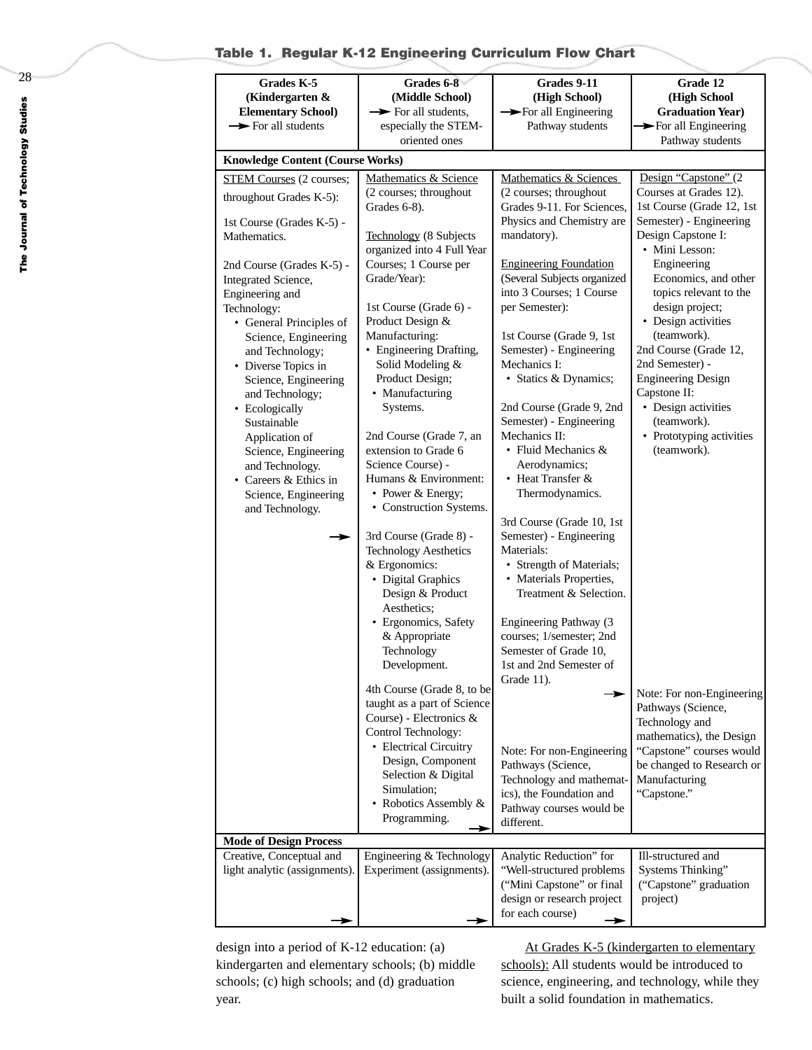**Table 1. Regular K-12 Engineering Curriculum Flow Chart**

| Grades K-5 (Kindergarten & Elementary School) → For all students | Grades 6-8 (Middle School) → For all students, especially the STEM-oriented ones | Grades 9-11 (High School) → For all Engineering Pathway students | Grade 12 (High School Graduation Year) → For all Engineering Pathway students |
|---|---|---|---|
| **Knowledge Content (Course Works)** | | | |
| STEM Courses (2 courses; throughout Grades K-5):<br><br>1st Course (Grades K-5) - Mathematics.<br><br>2nd Course (Grades K-5) - Integrated Science, Engineering and Technology:<br>• General Principles of Science, Engineering and Technology;<br>• Diverse Topics in Science, Engineering and Technology;<br>• Ecologically Sustainable Application of Science, Engineering and Technology.<br>• Careers & Ethics in Science, Engineering and Technology.<br>→ | Mathematics & Science (2 courses; throughout Grades 6-8).<br><br>Technology (8 Subjects organized into 4 Full Year Courses; 1 Course per Grade/Year):<br><br>1st Course (Grade 6) - Product Design & Manufacturing:<br>• Engineering Drafting, Solid Modeling & Product Design;<br>• Manufacturing Systems.<br><br>2nd Course (Grade 7, an extension to Grade 6 Science Course) - Humans & Environment:<br>• Power & Energy;<br>• Construction Systems.<br><br>3rd Course (Grade 8) - Technology Aesthetics & Ergonomics:<br>• Digital Graphics Design & Product Aesthetics;<br>• Ergonomics, Safety & Appropriate Technology Development.<br><br>4th Course (Grade 8, to be taught as a part of Science Course) - Electronics & Control Technology:<br>• Electrical Circuitry Design, Component Selection & Digital Simulation;<br>• Robotics Assembly & Programming.<br>→ | Mathematics & Sciences (2 courses; throughout Grades 9-11. For Sciences, Physics and Chemistry are mandatory).<br><br>Engineering Foundation (Several Subjects organized into 3 Courses; 1 Course per Semester):<br><br>1st Course (Grade 9, 1st Semester) - Engineering Mechanics I:<br>• Statics & Dynamics;<br><br>2nd Course (Grade 9, 2nd Semester) - Engineering Mechanics II:<br>• Fluid Mechanics & Aerodynamics;<br>• Heat Transfer & Thermodynamics.<br><br>3rd Course (Grade 10, 1st Semester) - Engineering Materials:<br>• Strength of Materials;<br>• Materials Properties, Treatment & Selection.<br><br>Engineering Pathway (3 courses; 1/semester; 2nd Semester of Grade 10, 1st and 2nd Semester of Grade 11).<br>→<br><br>Note: For non-Engineering Pathways (Science, Technology and mathematics), the Foundation and Pathway courses would be different. | Design "Capstone" (2 Courses at Grades 12). 1st Course (Grade 12, 1st Semester) - Engineering Design Capstone I:<br>• Mini Lesson: Engineering Economics, and other topics relevant to the design project;<br>• Design activities (teamwork).<br>2nd Course (Grade 12, 2nd Semester) - Engineering Design Capstone II:<br>• Design activities (teamwork).<br>• Prototyping activities (teamwork).<br><br>Note: For non-Engineering Pathways (Science, Technology and mathematics), the Design "Capstone" courses would be changed to Research or Manufacturing "Capstone." |
| **Mode of Design Process** | | | |
| Creative, Conceptual and light analytic (assignments). → | Engineering & Technology Experiment (assignments). → | Analytic Reduction" for "Well-structured problems ("Mini Capstone" or final design or research project for each course) → | Ill-structured and Systems Thinking" ("Capstone" graduation project) |

design into a period of K-12 education: (a) kindergarten and elementary schools; (b) middle schools; (c) high schools; and (d) graduation year.

At Grades K-5 (kindergarten to elementary schools): All students would be introduced to science, engineering, and technology, while they built a solid foundation in mathematics.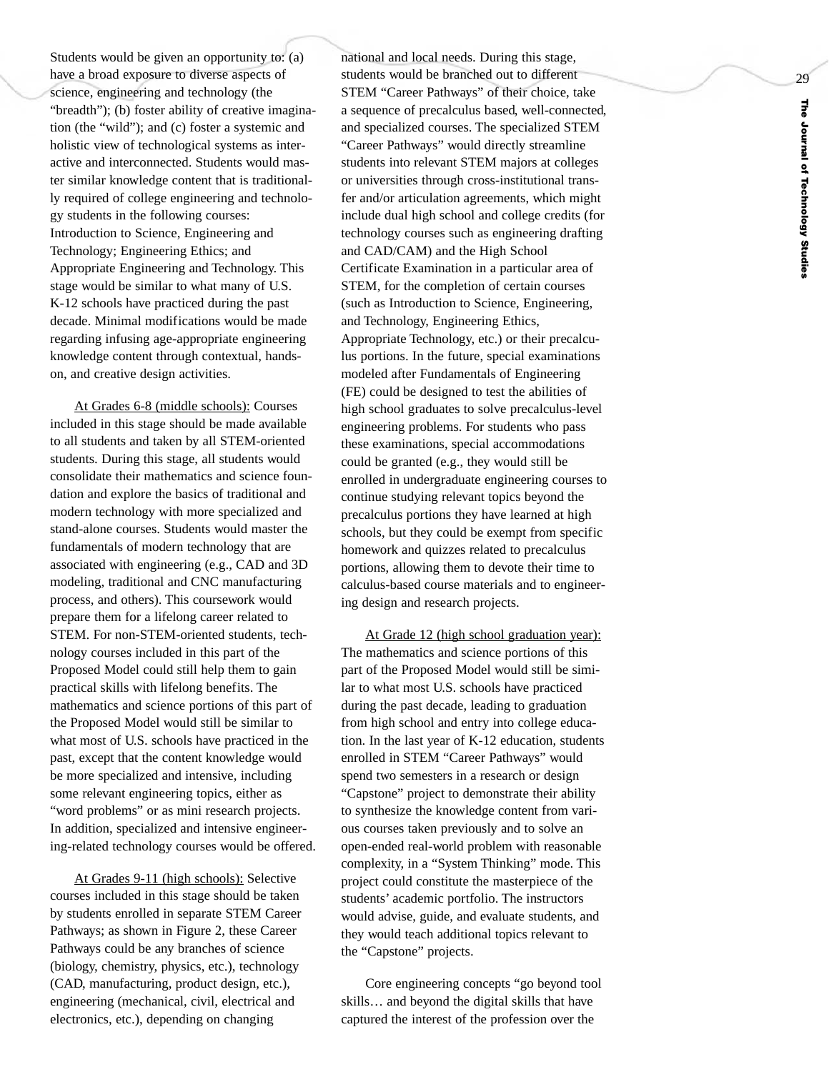Students would be given an opportunity to: (a) have a broad exposure to diverse aspects of science, engineering and technology (the "breadth"); (b) foster ability of creative imagination (the "wild"); and (c) foster a systemic and holistic view of technological systems as interactive and interconnected. Students would master similar knowledge content that is traditionally required of college engineering and technology students in the following courses: Introduction to Science, Engineering and Technology; Engineering Ethics; and Appropriate Engineering and Technology. This stage would be similar to what many of U.S. K-12 schools have practiced during the past decade. Minimal modifications would be made regarding infusing age-appropriate engineering knowledge content through contextual, hands-on, and creative design activities.

At Grades 6-8 (middle schools): Courses included in this stage should be made available to all students and taken by all STEM-oriented students. During this stage, all students would consolidate their mathematics and science foundation and explore the basics of traditional and modern technology with more specialized and stand-alone courses. Students would master the fundamentals of modern technology that are associated with engineering (e.g., CAD and 3D modeling, traditional and CNC manufacturing process, and others). This coursework would prepare them for a lifelong career related to STEM. For non-STEM-oriented students, technology courses included in this part of the Proposed Model could still help them to gain practical skills with lifelong benefits. The mathematics and science portions of this part of the Proposed Model would still be similar to what most of U.S. schools have practiced in the past, except that the content knowledge would be more specialized and intensive, including some relevant engineering topics, either as "word problems" or as mini research projects. In addition, specialized and intensive engineering-related technology courses would be offered.

At Grades 9-11 (high schools): Selective courses included in this stage should be taken by students enrolled in separate STEM Career Pathways; as shown in Figure 2, these Career Pathways could be any branches of science (biology, chemistry, physics, etc.), technology (CAD, manufacturing, product design, etc.), engineering (mechanical, civil, electrical and electronics, etc.), depending on changing national and local needs. During this stage, students would be branched out to different STEM "Career Pathways" of their choice, take a sequence of precalculus based, well-connected, and specialized courses. The specialized STEM "Career Pathways" would directly streamline students into relevant STEM majors at colleges or universities through cross-institutional transfer and/or articulation agreements, which might include dual high school and college credits (for technology courses such as engineering drafting and CAD/CAM) and the High School Certificate Examination in a particular area of STEM, for the completion of certain courses (such as Introduction to Science, Engineering, and Technology, Engineering Ethics, Appropriate Technology, etc.) or their precalculus portions. In the future, special examinations modeled after Fundamentals of Engineering (FE) could be designed to test the abilities of high school graduates to solve precalculus-level engineering problems. For students who pass these examinations, special accommodations could be granted (e.g., they would still be enrolled in undergraduate engineering courses to continue studying relevant topics beyond the precalculus portions they have learned at high schools, but they could be exempt from specific homework and quizzes related to precalculus portions, allowing them to devote their time to calculus-based course materials and to engineering design and research projects.

At Grade 12 (high school graduation year): The mathematics and science portions of this part of the Proposed Model would still be similar to what most U.S. schools have practiced during the past decade, leading to graduation from high school and entry into college education. In the last year of K-12 education, students enrolled in STEM "Career Pathways" would spend two semesters in a research or design "Capstone" project to demonstrate their ability to synthesize the knowledge content from various courses taken previously and to solve an open-ended real-world problem with reasonable complexity, in a "System Thinking" mode. This project could constitute the masterpiece of the students' academic portfolio. The instructors would advise, guide, and evaluate students, and they would teach additional topics relevant to the "Capstone" projects.

Core engineering concepts "go beyond tool skills… and beyond the digital skills that have captured the interest of the profession over the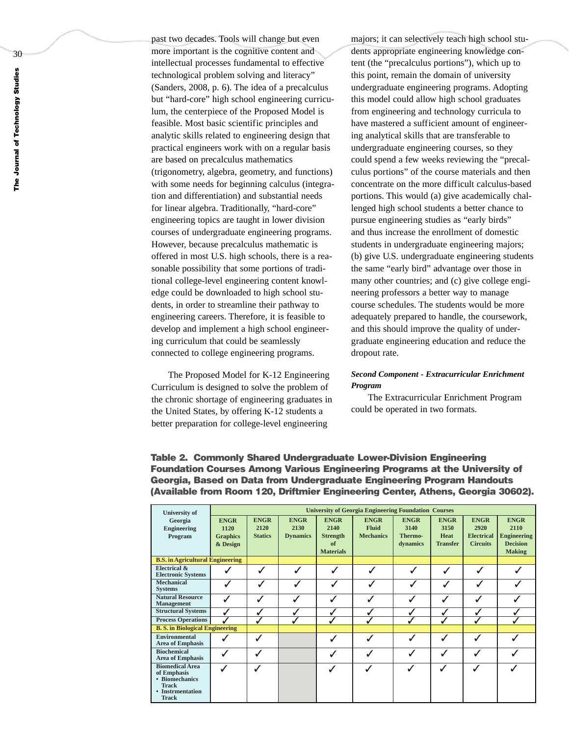past two decades. Tools will change but even more important is the cognitive content and intellectual processes fundamental to effective technological problem solving and literacy" (Sanders, 2008, p. 6). The idea of a precalculus but "hard-core" high school engineering curriculum, the centerpiece of the Proposed Model is feasible. Most basic scientific principles and analytic skills related to engineering design that practical engineers work with on a regular basis are based on precalculus mathematics (trigonometry, algebra, geometry, and functions) with some needs for beginning calculus (integration and differentiation) and substantial needs for linear algebra. Traditionally, "hard-core" engineering topics are taught in lower division courses of undergraduate engineering programs. However, because precalculus mathematic is offered in most U.S. high schools, there is a reasonable possibility that some portions of traditional college-level engineering content knowledge could be downloaded to high school students, in order to streamline their pathway to engineering careers. Therefore, it is feasible to develop and implement a high school engineering curriculum that could be seamlessly connected to college engineering programs.

The Proposed Model for K-12 Engineering Curriculum is designed to solve the problem of the chronic shortage of engineering graduates in the United States, by offering K-12 students a better preparation for college-level engineering majors; it can selectively teach high school students appropriate engineering knowledge content (the "precalculus portions"), which up to this point, remain the domain of university undergraduate engineering programs. Adopting this model could allow high school graduates from engineering and technology curricula to have mastered a sufficient amount of engineering analytical skills that are transferable to undergraduate engineering courses, so they could spend a few weeks reviewing the "precalculus portions" of the course materials and then concentrate on the more difficult calculus-based portions. This would (a) give academically challenged high school students a better chance to pursue engineering studies as "early birds" and thus increase the enrollment of domestic students in undergraduate engineering majors; (b) give U.S. undergraduate engineering students the same "early bird" advantage over those in many other countries; and (c) give college engineering professors a better way to manage course schedules. The students would be more adequately prepared to handle, the coursework, and this should improve the quality of undergraduate engineering education and reduce the dropout rate.

***Second Component - Extracurricular Enrichment Program***

The Extracurricular Enrichment Program could be operated in two formats.

**Table 2. Commonly Shared Undergraduate Lower-Division Engineering Foundation Courses Among Various Engineering Programs at the University of Georgia, Based on Data from Undergraduate Engineering Program Handouts (Available from Room 120, Driftmier Engineering Center, Athens, Georgia 30602).**

| University of Georgia Engineering Program | University of Georgia Engineering Foundation Courses | | | | | | | | |
|---|---|---|---|---|---|---|---|---|---|
| | ENGR 1120 Graphics & Design | ENGR 2120 Statics | ENGR 2130 Dynamics | ENGR 2140 Strength of Materials | ENGR Fluid Mechanics | ENGR 3140 Thermo-dynamics | ENGR 3150 Heat Transfer | ENGR 2920 Electrical Circuits | ENGR 2110 Engineering Decision Making |
| **B.S. in Agricultural Engineering** | | | | | | | | | |
| Electrical & Electronic Systems | ✓ | ✓ | ✓ | ✓ | ✓ | ✓ | ✓ | ✓ | ✓ |
| Mechanical Systems | ✓ | ✓ | ✓ | ✓ | ✓ | ✓ | ✓ | ✓ | ✓ |
| Natural Resource Management | ✓ | ✓ | ✓ | ✓ | ✓ | ✓ | ✓ | ✓ | ✓ |
| Structural Systems | ✓ | ✓ | ✓ | ✓ | ✓ | ✓ | ✓ | ✓ | ✓ |
| Process Operations | ✓ | ✓ | ✓ | ✓ | ✓ | ✓ | ✓ | ✓ | ✓ |
| **B. S. in Biological Engineering** | | | | | | | | | |
| Environmental Area of Emphasis | ✓ | ✓ | | ✓ | ✓ | ✓ | ✓ | ✓ | ✓ |
| Biochemical Area of Emphasis | ✓ | ✓ | | ✓ | ✓ | ✓ | ✓ | ✓ | ✓ |
| Biomedical Area of Emphasis • Biomechanics Track • Instrmentation Track | ✓ | ✓ | | ✓ | ✓ | ✓ | ✓ | ✓ | ✓ |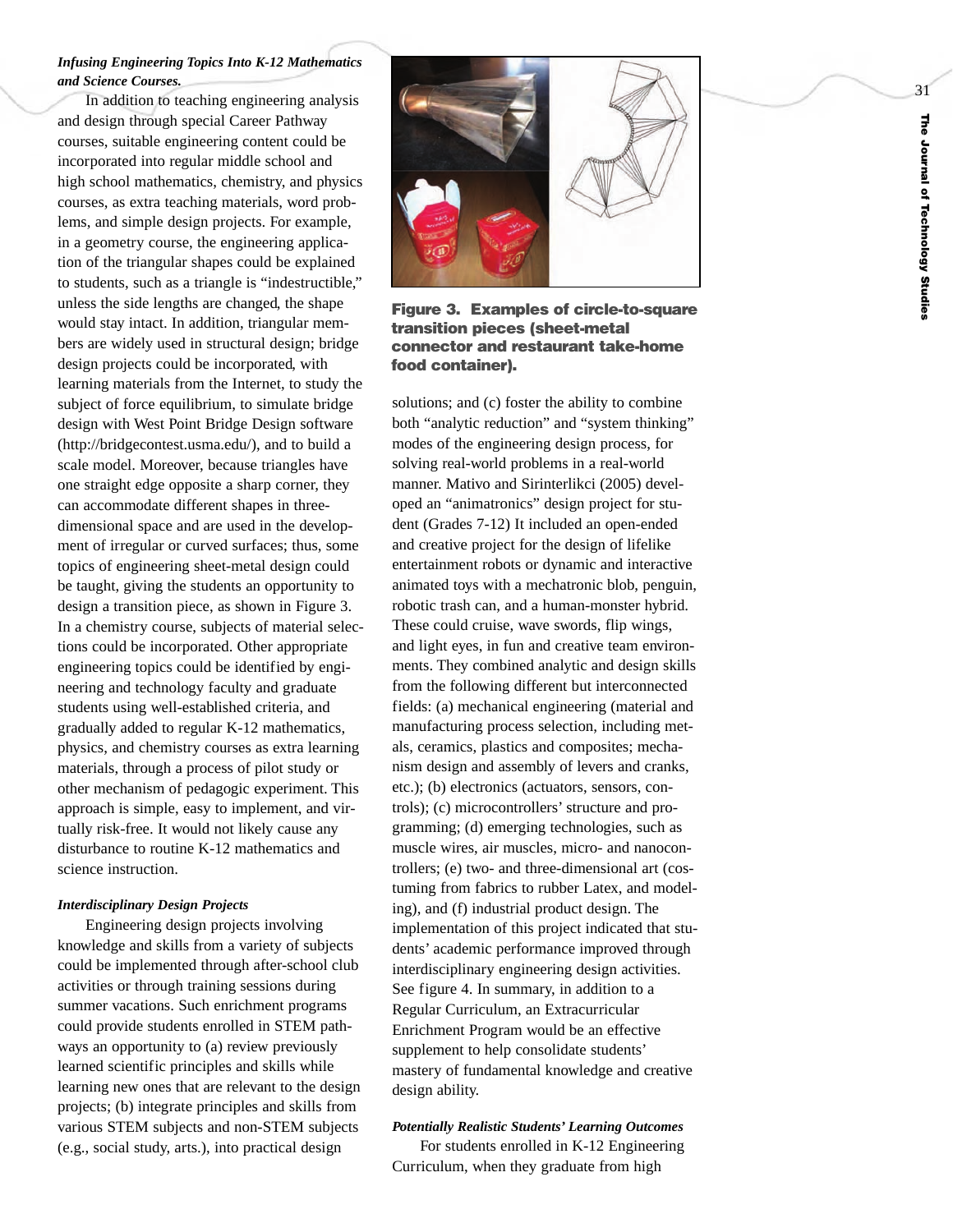*Infusing Engineering Topics Into K-12 Mathematics and Science Courses.*

In addition to teaching engineering analysis and design through special Career Pathway courses, suitable engineering content could be incorporated into regular middle school and high school mathematics, chemistry, and physics courses, as extra teaching materials, word problems, and simple design projects. For example, in a geometry course, the engineering application of the triangular shapes could be explained to students, such as a triangle is "indestructible," unless the side lengths are changed, the shape would stay intact. In addition, triangular members are widely used in structural design; bridge design projects could be incorporated, with learning materials from the Internet, to study the subject of force equilibrium, to simulate bridge design with West Point Bridge Design software (http://bridgecontest.usma.edu/), and to build a scale model. Moreover, because triangles have one straight edge opposite a sharp corner, they can accommodate different shapes in three-dimensional space and are used in the development of irregular or curved surfaces; thus, some topics of engineering sheet-metal design could be taught, giving the students an opportunity to design a transition piece, as shown in Figure 3. In a chemistry course, subjects of material selections could be incorporated. Other appropriate engineering topics could be identified by engineering and technology faculty and graduate students using well-established criteria, and gradually added to regular K-12 mathematics, physics, and chemistry courses as extra learning materials, through a process of pilot study or other mechanism of pedagogic experiment. This approach is simple, easy to implement, and virtually risk-free. It would not likely cause any disturbance to routine K-12 mathematics and science instruction.

**Figure 3. Examples of circle-to-square transition pieces (sheet-metal connector and restaurant take-home food container).**

*Interdisciplinary Design Projects*

Engineering design projects involving knowledge and skills from a variety of subjects could be implemented through after-school club activities or through training sessions during summer vacations. Such enrichment programs could provide students enrolled in STEM pathways an opportunity to (a) review previously learned scientific principles and skills while learning new ones that are relevant to the design projects; (b) integrate principles and skills from various STEM subjects and non-STEM subjects (e.g., social study, arts.), into practical design solutions; and (c) foster the ability to combine both "analytic reduction" and "system thinking" modes of the engineering design process, for solving real-world problems in a real-world manner. Mativo and Sirinterlikci (2005) developed an "animatronics" design project for student (Grades 7-12) It included an open-ended and creative project for the design of lifelike entertainment robots or dynamic and interactive animated toys with a mechatronic blob, penguin, robotic trash can, and a human-monster hybrid. These could cruise, wave swords, flip wings, and light eyes, in fun and creative team environments. They combined analytic and design skills from the following different but interconnected fields: (a) mechanical engineering (material and manufacturing process selection, including metals, ceramics, plastics and composites; mechanism design and assembly of levers and cranks, etc.); (b) electronics (actuators, sensors, controls); (c) microcontrollers' structure and programming; (d) emerging technologies, such as muscle wires, air muscles, micro- and nanocontrollers; (e) two- and three-dimensional art (costuming from fabrics to rubber Latex, and modeling), and (f) industrial product design. The implementation of this project indicated that students' academic performance improved through interdisciplinary engineering design activities. See figure 4. In summary, in addition to a Regular Curriculum, an Extracurricular Enrichment Program would be an effective supplement to help consolidate students' mastery of fundamental knowledge and creative design ability.

*Potentially Realistic Students' Learning Outcomes*

For students enrolled in K-12 Engineering Curriculum, when they graduate from high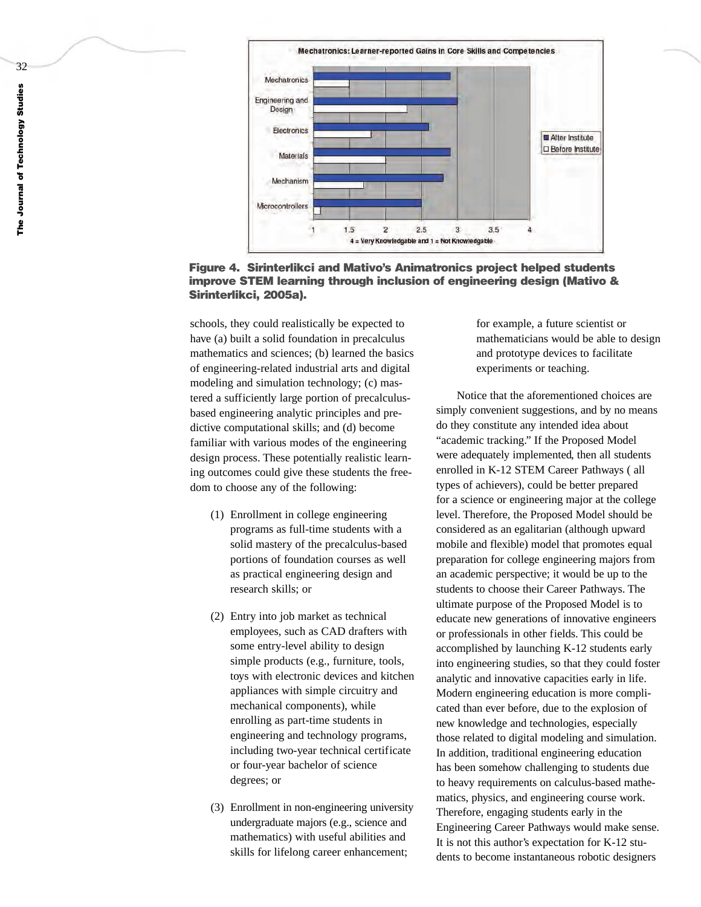**Figure 4. Sirinterlikci and Mativo's Animatronics project helped students improve STEM learning through inclusion of engineering design (Mativo & Sirinterlikci, 2005a).**

schools, they could realistically be expected to have (a) built a solid foundation in precalculus mathematics and sciences; (b) learned the basics of engineering-related industrial arts and digital modeling and simulation technology; (c) mastered a sufficiently large portion of precalculus-based engineering analytic principles and predictive computational skills; and (d) become familiar with various modes of the engineering design process. These potentially realistic learning outcomes could give these students the freedom to choose any of the following:

(1) Enrollment in college engineering programs as full-time students with a solid mastery of the precalculus-based portions of foundation courses as well as practical engineering design and research skills; or

(2) Entry into job market as technical employees, such as CAD drafters with some entry-level ability to design simple products (e.g., furniture, tools, toys with electronic devices and kitchen appliances with simple circuitry and mechanical components), while enrolling as part-time students in engineering and technology programs, including two-year technical certificate or four-year bachelor of science degrees; or

(3) Enrollment in non-engineering university undergraduate majors (e.g., science and mathematics) with useful abilities and skills for lifelong career enhancement; for example, a future scientist or mathematicians would be able to design and prototype devices to facilitate experiments or teaching.

Notice that the aforementioned choices are simply convenient suggestions, and by no means do they constitute any intended idea about "academic tracking." If the Proposed Model were adequately implemented, then all students enrolled in K-12 STEM Career Pathways ( all types of achievers), could be better prepared for a science or engineering major at the college level. Therefore, the Proposed Model should be considered as an egalitarian (although upward mobile and flexible) model that promotes equal preparation for college engineering majors from an academic perspective; it would be up to the students to choose their Career Pathways. The ultimate purpose of the Proposed Model is to educate new generations of innovative engineers or professionals in other fields. This could be accomplished by launching K-12 students early into engineering studies, so that they could foster analytic and innovative capacities early in life. Modern engineering education is more complicated than ever before, due to the explosion of new knowledge and technologies, especially those related to digital modeling and simulation. In addition, traditional engineering education has been somehow challenging to students due to heavy requirements on calculus-based mathematics, physics, and engineering course work. Therefore, engaging students early in the Engineering Career Pathways would make sense. It is not this author's expectation for K-12 students to become instantaneous robotic designers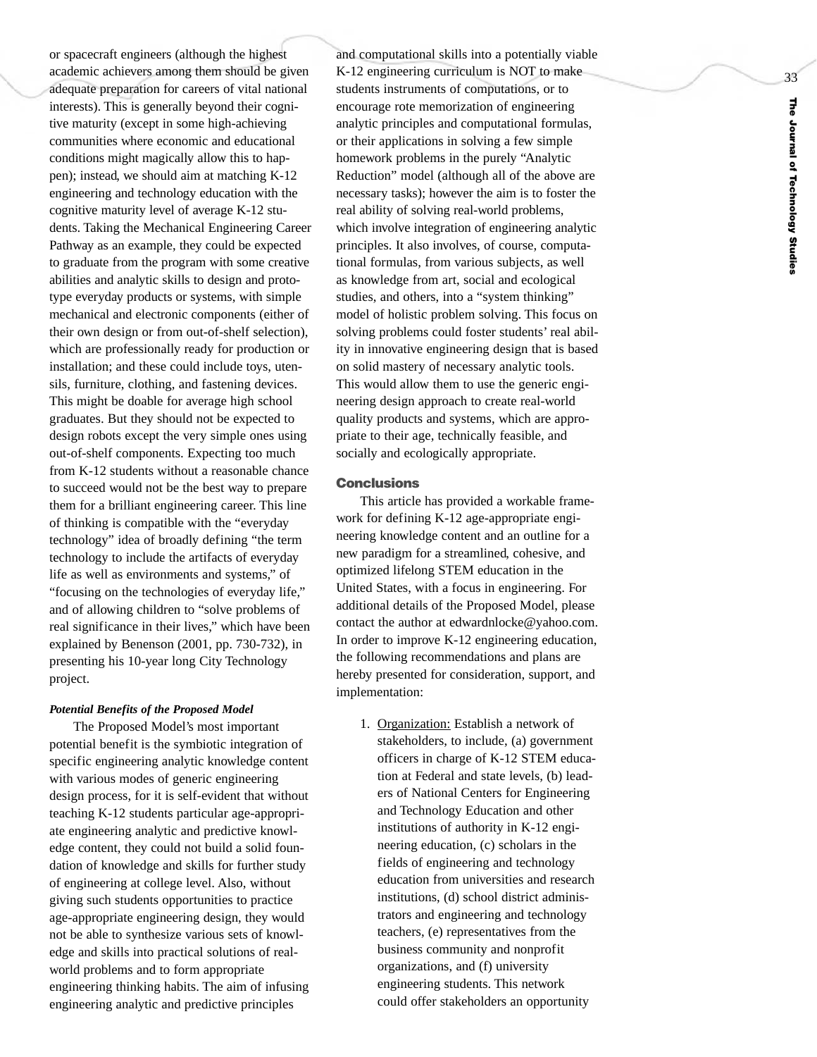or spacecraft engineers (although the highest academic achievers among them should be given adequate preparation for careers of vital national interests). This is generally beyond their cognitive maturity (except in some high-achieving communities where economic and educational conditions might magically allow this to happen); instead, we should aim at matching K-12 engineering and technology education with the cognitive maturity level of average K-12 students. Taking the Mechanical Engineering Career Pathway as an example, they could be expected to graduate from the program with some creative abilities and analytic skills to design and prototype everyday products or systems, with simple mechanical and electronic components (either of their own design or from out-of-shelf selection), which are professionally ready for production or installation; and these could include toys, utensils, furniture, clothing, and fastening devices. This might be doable for average high school graduates. But they should not be expected to design robots except the very simple ones using out-of-shelf components. Expecting too much from K-12 students without a reasonable chance to succeed would not be the best way to prepare them for a brilliant engineering career. This line of thinking is compatible with the "everyday technology" idea of broadly defining "the term technology to include the artifacts of everyday life as well as environments and systems," of "focusing on the technologies of everyday life," and of allowing children to "solve problems of real significance in their lives," which have been explained by Benenson (2001, pp. 730-732), in presenting his 10-year long City Technology project.

#### *Potential Benefits of the Proposed Model*

The Proposed Model's most important potential benefit is the symbiotic integration of specific engineering analytic knowledge content with various modes of generic engineering design process, for it is self-evident that without teaching K-12 students particular age-appropriate engineering analytic and predictive knowledge content, they could not build a solid foundation of knowledge and skills for further study of engineering at college level. Also, without giving such students opportunities to practice age-appropriate engineering design, they would not be able to synthesize various sets of knowledge and skills into practical solutions of real-world problems and to form appropriate engineering thinking habits. The aim of infusing engineering analytic and predictive principles and computational skills into a potentially viable K-12 engineering curriculum is NOT to make students instruments of computations, or to encourage rote memorization of engineering analytic principles and computational formulas, or their applications in solving a few simple homework problems in the purely "Analytic Reduction" model (although all of the above are necessary tasks); however the aim is to foster the real ability of solving real-world problems, which involve integration of engineering analytic principles. It also involves, of course, computational formulas, from various subjects, as well as knowledge from art, social and ecological studies, and others, into a "system thinking" model of holistic problem solving. This focus on solving problems could foster students' real ability in innovative engineering design that is based on solid mastery of necessary analytic tools. This would allow them to use the generic engineering design approach to create real-world quality products and systems, which are appropriate to their age, technically feasible, and socially and ecologically appropriate.

### Conclusions

This article has provided a workable framework for defining K-12 age-appropriate engineering knowledge content and an outline for a new paradigm for a streamlined, cohesive, and optimized lifelong STEM education in the United States, with a focus in engineering. For additional details of the Proposed Model, please contact the author at edwardnlocke@yahoo.com. In order to improve K-12 engineering education, the following recommendations and plans are hereby presented for consideration, support, and implementation:

1. Organization: Establish a network of stakeholders, to include, (a) government officers in charge of K-12 STEM education at Federal and state levels, (b) leaders of National Centers for Engineering and Technology Education and other institutions of authority in K-12 engineering education, (c) scholars in the fields of engineering and technology education from universities and research institutions, (d) school district administrators and engineering and technology teachers, (e) representatives from the business community and nonprofit organizations, and (f) university engineering students. This network could offer stakeholders an opportunity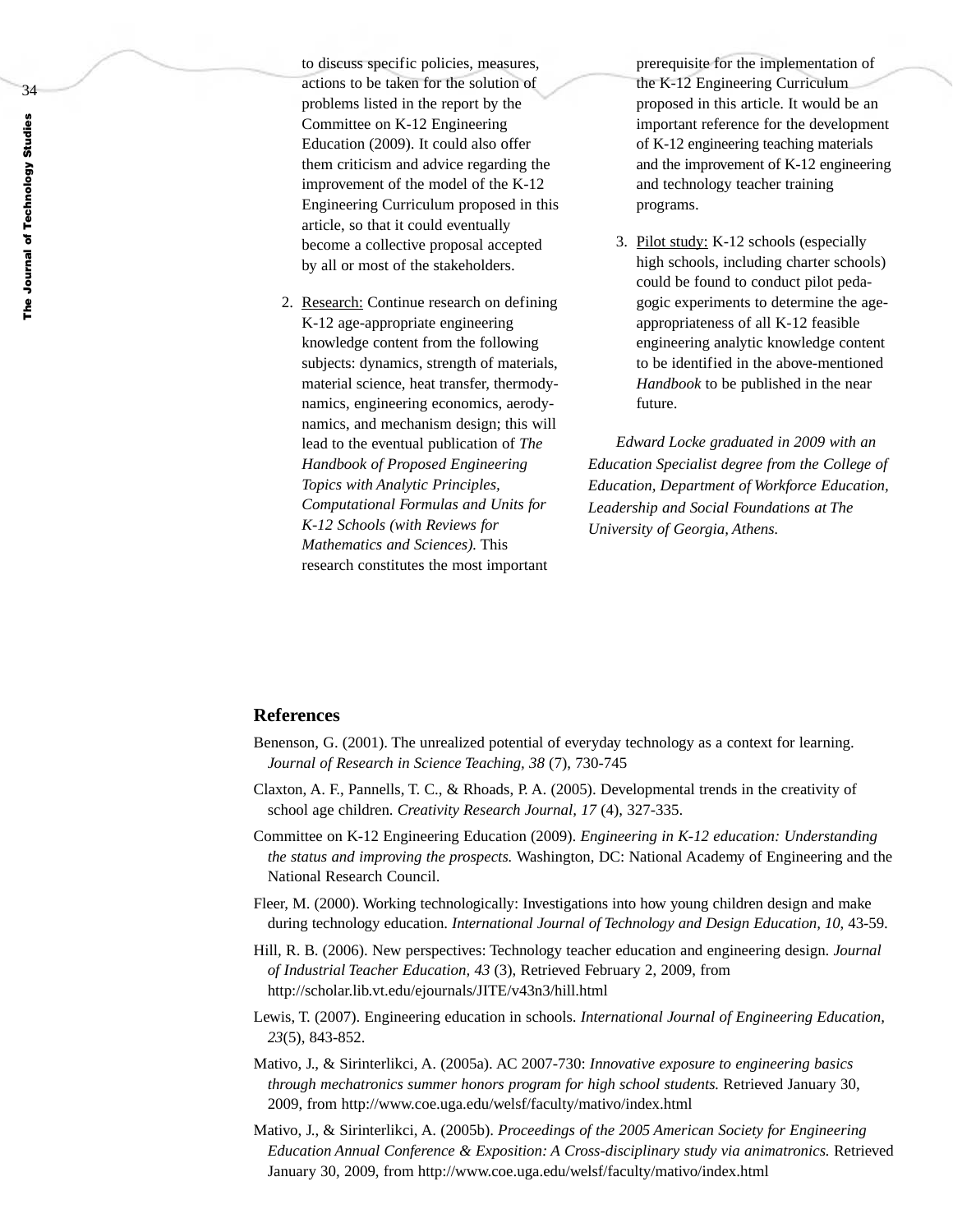to discuss specific policies, measures, actions to be taken for the solution of problems listed in the report by the Committee on K-12 Engineering Education (2009). It could also offer them criticism and advice regarding the improvement of the model of the K-12 Engineering Curriculum proposed in this article, so that it could eventually become a collective proposal accepted by all or most of the stakeholders.

2. Research: Continue research on defining K-12 age-appropriate engineering knowledge content from the following subjects: dynamics, strength of materials, material science, heat transfer, thermodynamics, engineering economics, aerodynamics, and mechanism design; this will lead to the eventual publication of *The Handbook of Proposed Engineering Topics with Analytic Principles, Computational Formulas and Units for K-12 Schools (with Reviews for Mathematics and Sciences).* This research constitutes the most important prerequisite for the implementation of the K-12 Engineering Curriculum proposed in this article. It would be an important reference for the development of K-12 engineering teaching materials and the improvement of K-12 engineering and technology teacher training programs.

3. Pilot study: K-12 schools (especially high schools, including charter schools) could be found to conduct pilot pedagogic experiments to determine the age-appropriateness of all K-12 feasible engineering analytic knowledge content to be identified in the above-mentioned *Handbook* to be published in the near future.

*Edward Locke graduated in 2009 with an Education Specialist degree from the College of Education, Department of Workforce Education, Leadership and Social Foundations at The University of Georgia, Athens.*

## References

Benenson, G. (2001). The unrealized potential of everyday technology as a context for learning. *Journal of Research in Science Teaching, 38* (7), 730-745

Claxton, A. F., Pannells, T. C., & Rhoads, P. A. (2005). Developmental trends in the creativity of school age children. *Creativity Research Journal, 17* (4), 327-335.

Committee on K-12 Engineering Education (2009). *Engineering in K-12 education: Understanding the status and improving the prospects.* Washington, DC: National Academy of Engineering and the National Research Council.

Fleer, M. (2000). Working technologically: Investigations into how young children design and make during technology education. *International Journal of Technology and Design Education, 10*, 43-59.

Hill, R. B. (2006). New perspectives: Technology teacher education and engineering design. *Journal of Industrial Teacher Education, 43* (3), Retrieved February 2, 2009, from http://scholar.lib.vt.edu/ejournals/JITE/v43n3/hill.html

Lewis, T. (2007). Engineering education in schools. *International Journal of Engineering Education, 23*(5), 843-852.

Mativo, J., & Sirinterlikci, A. (2005a). AC 2007-730: *Innovative exposure to engineering basics through mechatronics summer honors program for high school students.* Retrieved January 30, 2009, from http://www.coe.uga.edu/welsf/faculty/mativo/index.html

Mativo, J., & Sirinterlikci, A. (2005b). *Proceedings of the 2005 American Society for Engineering Education Annual Conference & Exposition: A Cross-disciplinary study via animatronics.* Retrieved January 30, 2009, from http://www.coe.uga.edu/welsf/faculty/mativo/index.html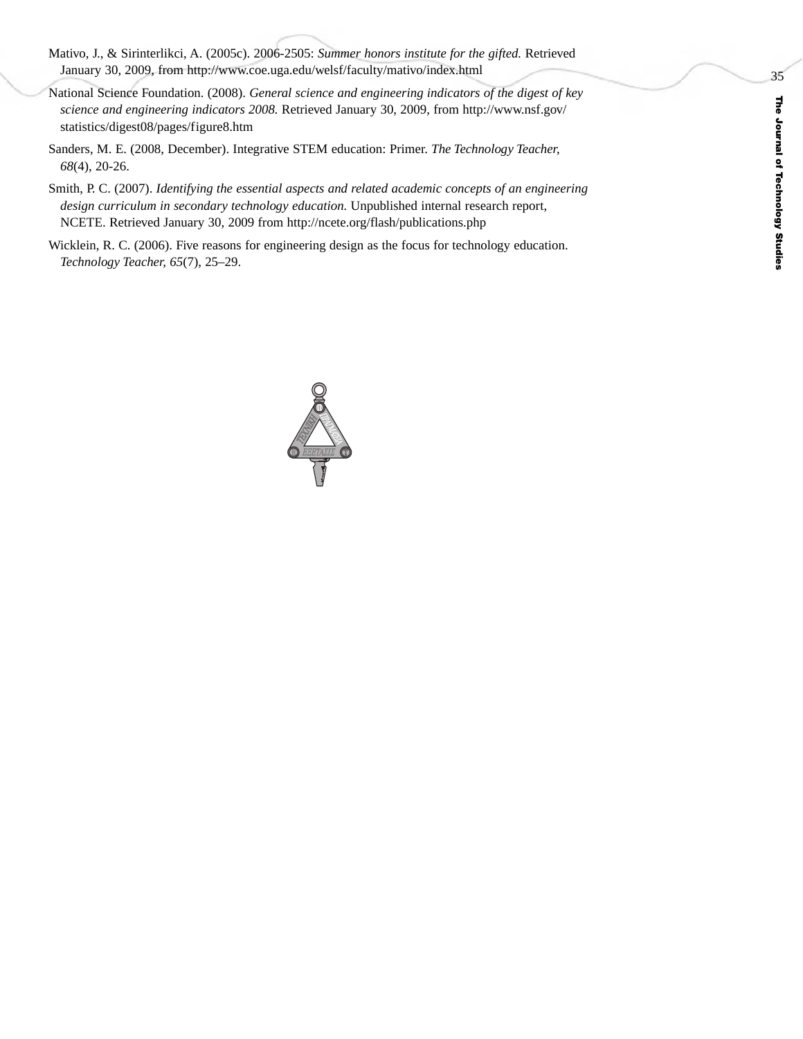Mativo, J., & Sirinterlikci, A. (2005c). 2006-2505: *Summer honors institute for the gifted.* Retrieved January 30, 2009, from http://www.coe.uga.edu/welsf/faculty/mativo/index.html

National Science Foundation. (2008). *General science and engineering indicators of the digest of key science and engineering indicators 2008.* Retrieved January 30, 2009, from http://www.nsf.gov/statistics/digest08/pages/figure8.htm

Sanders, M. E. (2008, December). Integrative STEM education: Primer. *The Technology Teacher, 68*(4), 20-26.

Smith, P. C. (2007). *Identifying the essential aspects and related academic concepts of an engineering design curriculum in secondary technology education.* Unpublished internal research report, NCETE. Retrieved January 30, 2009 from http://ncete.org/flash/publications.php

Wicklein, R. C. (2006). Five reasons for engineering design as the focus for technology education. *Technology Teacher, 65*(7), 25–29.